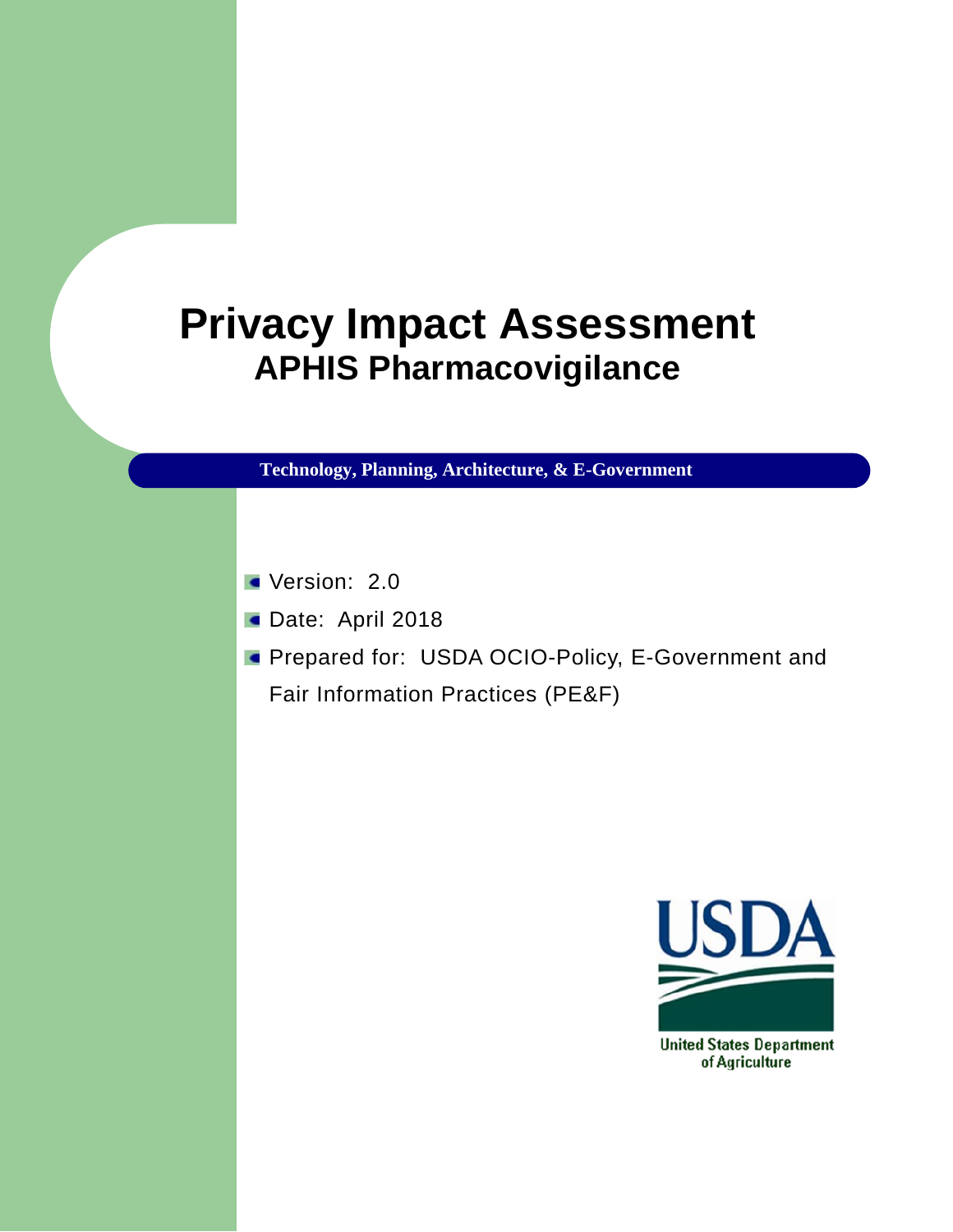# Privacy Impact Assessment

## APHIS Pharmacovigilance

**Technology, Planning, Architecture, & E-Government**

- Version: 2.0
- Date: April 2018
- Prepared for: USDA OCIO-Policy, E-Government and Fair Information Practices (PE&F)

United States Department of Agriculture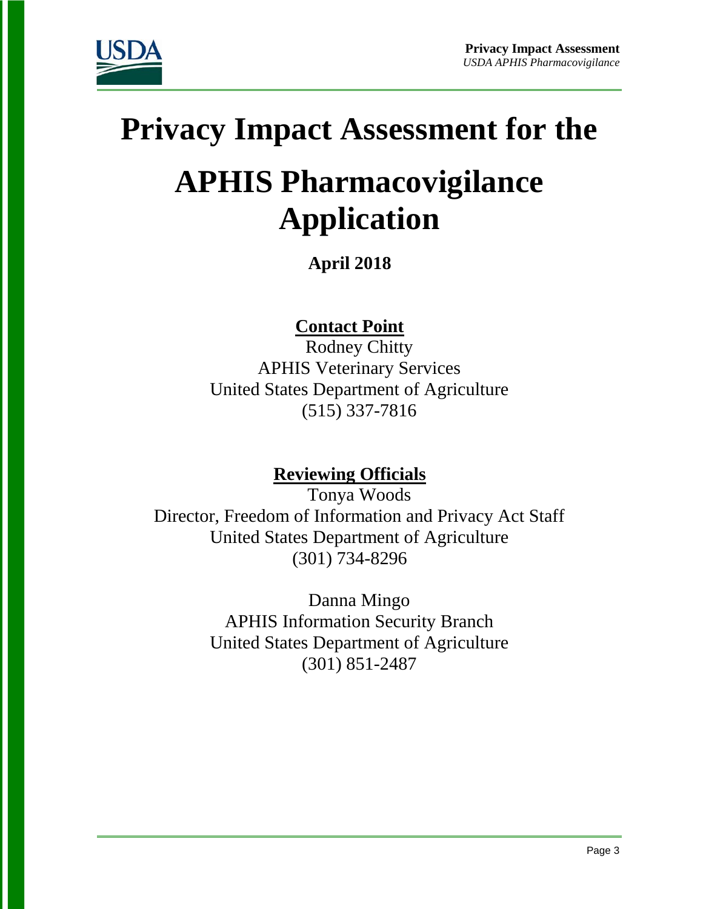# Privacy Impact Assessment for the

# APHIS Pharmacovigilance Application

**April 2018**

**Contact Point**

Rodney Chitty
APHIS Veterinary Services
United States Department of Agriculture
(515) 337-7816

**Reviewing Officials**

Tonya Woods
Director, Freedom of Information and Privacy Act Staff
United States Department of Agriculture
(301) 734-8296

Danna Mingo
APHIS Information Security Branch
United States Department of Agriculture
(301) 851-2487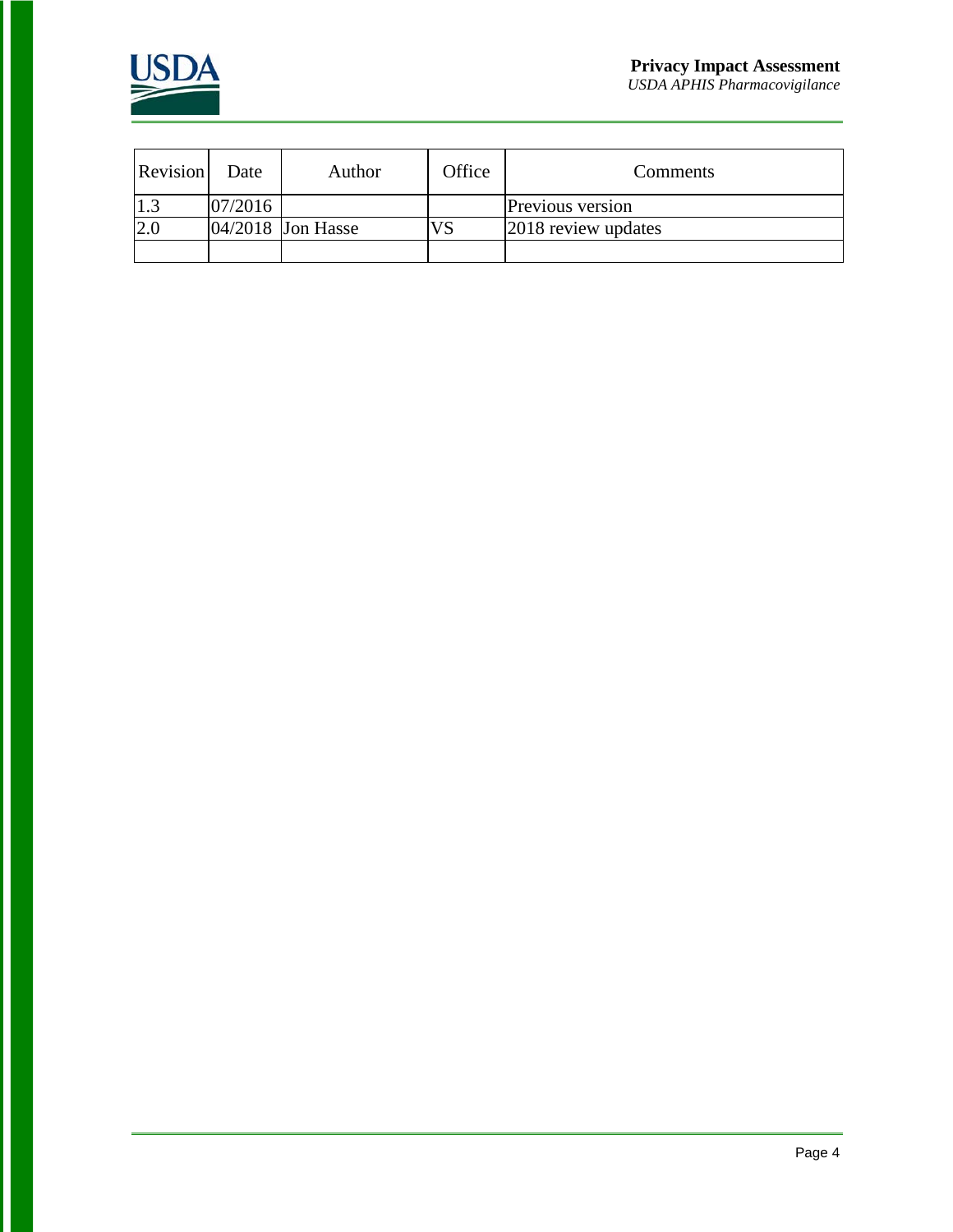| Revision | Date | Author | Office | Comments |
|---|---|---|---|---|
| 1.3 | 07/2016 | | | Previous version |
| 2.0 | 04/2018 | Jon Hasse | VS | 2018 review updates |
| | | | | |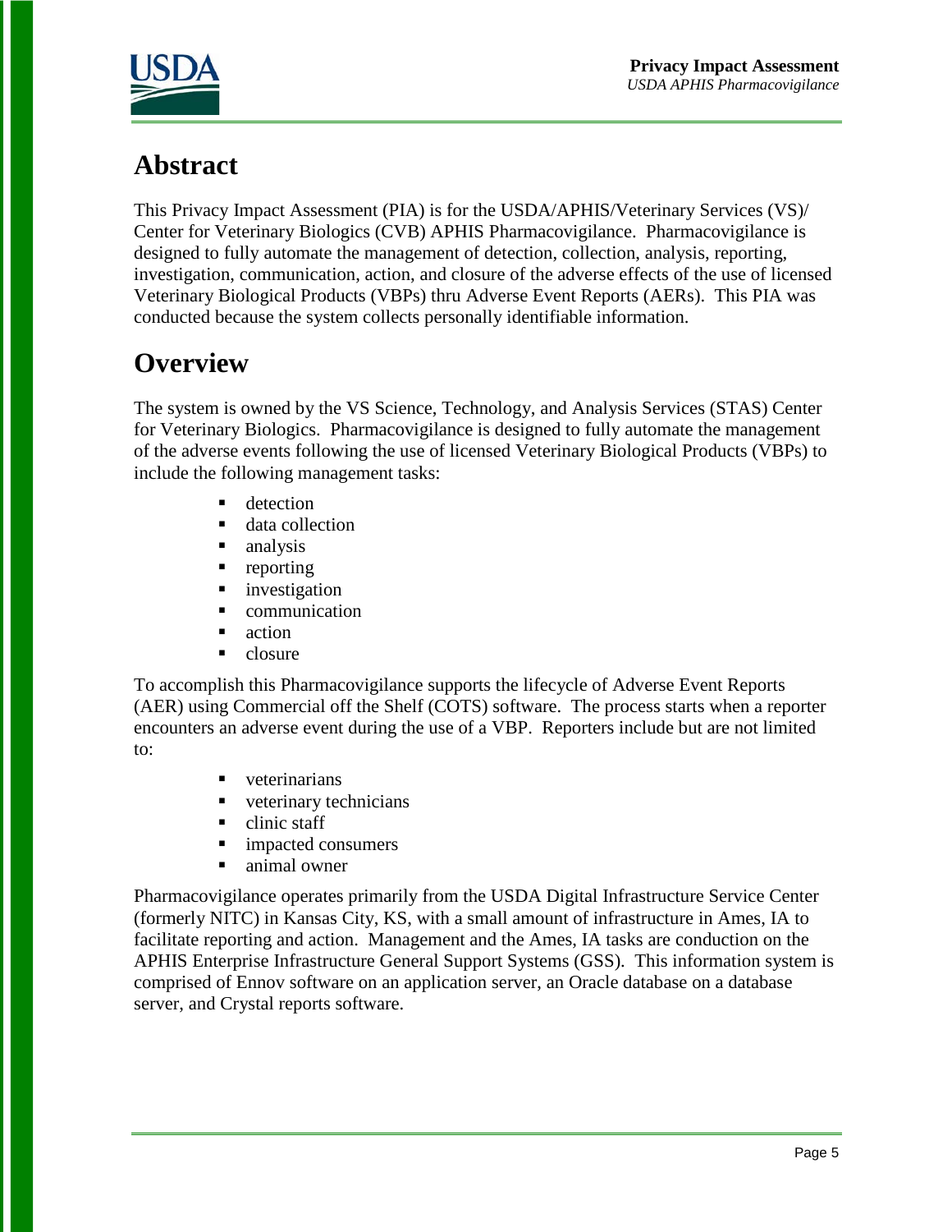# Abstract

This Privacy Impact Assessment (PIA) is for the USDA/APHIS/Veterinary Services (VS)/ Center for Veterinary Biologics (CVB) APHIS Pharmacovigilance. Pharmacovigilance is designed to fully automate the management of detection, collection, analysis, reporting, investigation, communication, action, and closure of the adverse effects of the use of licensed Veterinary Biological Products (VBPs) thru Adverse Event Reports (AERs). This PIA was conducted because the system collects personally identifiable information.

# Overview

The system is owned by the VS Science, Technology, and Analysis Services (STAS) Center for Veterinary Biologics. Pharmacovigilance is designed to fully automate the management of the adverse events following the use of licensed Veterinary Biological Products (VBPs) to include the following management tasks:

- detection
- data collection
- analysis
- reporting
- investigation
- communication
- action
- closure

To accomplish this Pharmacovigilance supports the lifecycle of Adverse Event Reports (AER) using Commercial off the Shelf (COTS) software. The process starts when a reporter encounters an adverse event during the use of a VBP. Reporters include but are not limited to:

- veterinarians
- veterinary technicians
- clinic staff
- impacted consumers
- animal owner

Pharmacovigilance operates primarily from the USDA Digital Infrastructure Service Center (formerly NITC) in Kansas City, KS, with a small amount of infrastructure in Ames, IA to facilitate reporting and action. Management and the Ames, IA tasks are conduction on the APHIS Enterprise Infrastructure General Support Systems (GSS). This information system is comprised of Ennov software on an application server, an Oracle database on a database server, and Crystal reports software.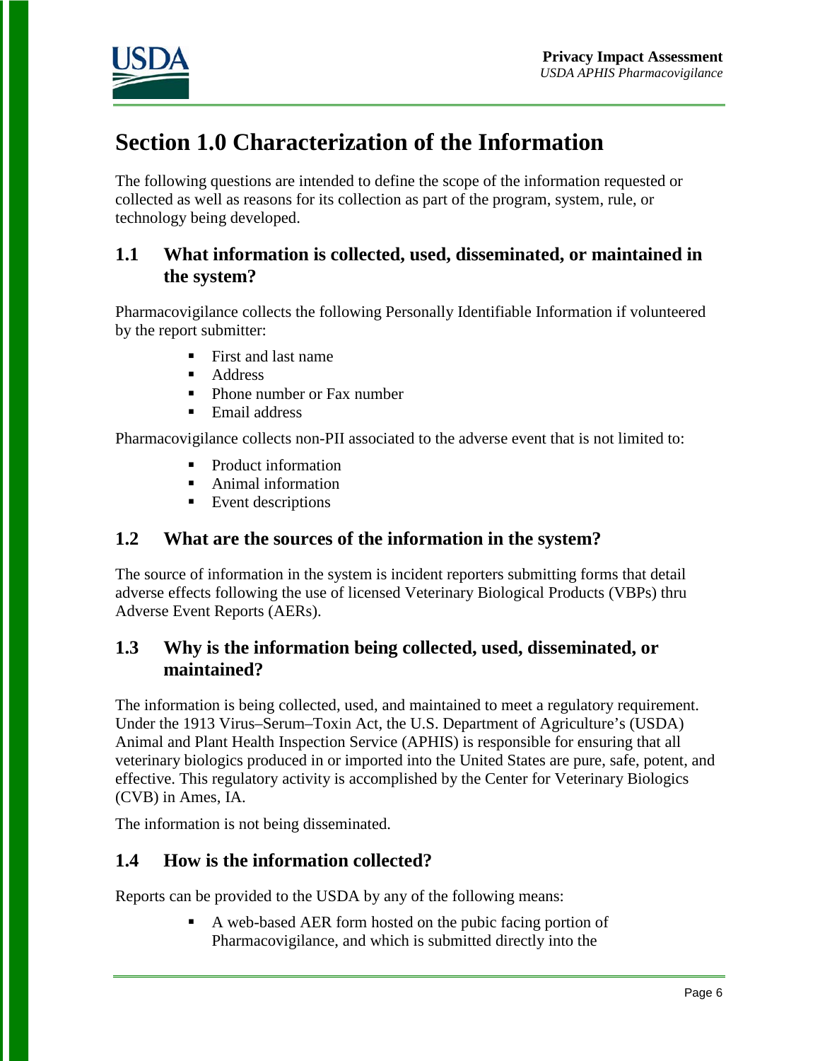# Section 1.0 Characterization of the Information

The following questions are intended to define the scope of the information requested or collected as well as reasons for its collection as part of the program, system, rule, or technology being developed.

## 1.1 What information is collected, used, disseminated, or maintained in the system?

Pharmacovigilance collects the following Personally Identifiable Information if volunteered by the report submitter:

- First and last name
- Address
- Phone number or Fax number
- Email address

Pharmacovigilance collects non-PII associated to the adverse event that is not limited to:

- Product information
- Animal information
- Event descriptions

## 1.2 What are the sources of the information in the system?

The source of information in the system is incident reporters submitting forms that detail adverse effects following the use of licensed Veterinary Biological Products (VBPs) thru Adverse Event Reports (AERs).

## 1.3 Why is the information being collected, used, disseminated, or maintained?

The information is being collected, used, and maintained to meet a regulatory requirement. Under the 1913 Virus–Serum–Toxin Act, the U.S. Department of Agriculture's (USDA) Animal and Plant Health Inspection Service (APHIS) is responsible for ensuring that all veterinary biologics produced in or imported into the United States are pure, safe, potent, and effective. This regulatory activity is accomplished by the Center for Veterinary Biologics (CVB) in Ames, IA.

The information is not being disseminated.

## 1.4 How is the information collected?

Reports can be provided to the USDA by any of the following means:

- A web-based AER form hosted on the pubic facing portion of Pharmacovigilance, and which is submitted directly into the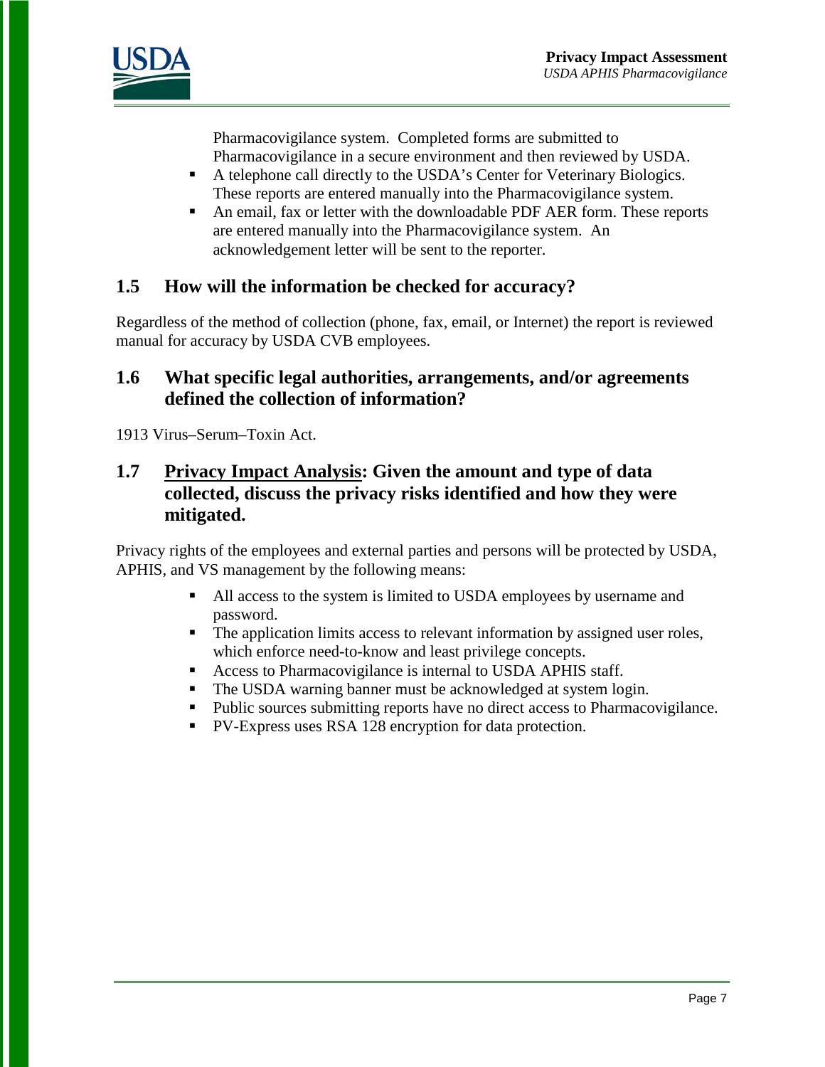Pharmacovigilance system. Completed forms are submitted to Pharmacovigilance in a secure environment and then reviewed by USDA.
- A telephone call directly to the USDA's Center for Veterinary Biologics. These reports are entered manually into the Pharmacovigilance system.
- An email, fax or letter with the downloadable PDF AER form. These reports are entered manually into the Pharmacovigilance system. An acknowledgement letter will be sent to the reporter.

## 1.5 How will the information be checked for accuracy?

Regardless of the method of collection (phone, fax, email, or Internet) the report is reviewed manual for accuracy by USDA CVB employees.

## 1.6 What specific legal authorities, arrangements, and/or agreements defined the collection of information?

1913 Virus–Serum–Toxin Act.

## 1.7 Privacy Impact Analysis: Given the amount and type of data collected, discuss the privacy risks identified and how they were mitigated.

Privacy rights of the employees and external parties and persons will be protected by USDA, APHIS, and VS management by the following means:

- All access to the system is limited to USDA employees by username and password.
- The application limits access to relevant information by assigned user roles, which enforce need-to-know and least privilege concepts.
- Access to Pharmacovigilance is internal to USDA APHIS staff.
- The USDA warning banner must be acknowledged at system login.
- Public sources submitting reports have no direct access to Pharmacovigilance.
- PV-Express uses RSA 128 encryption for data protection.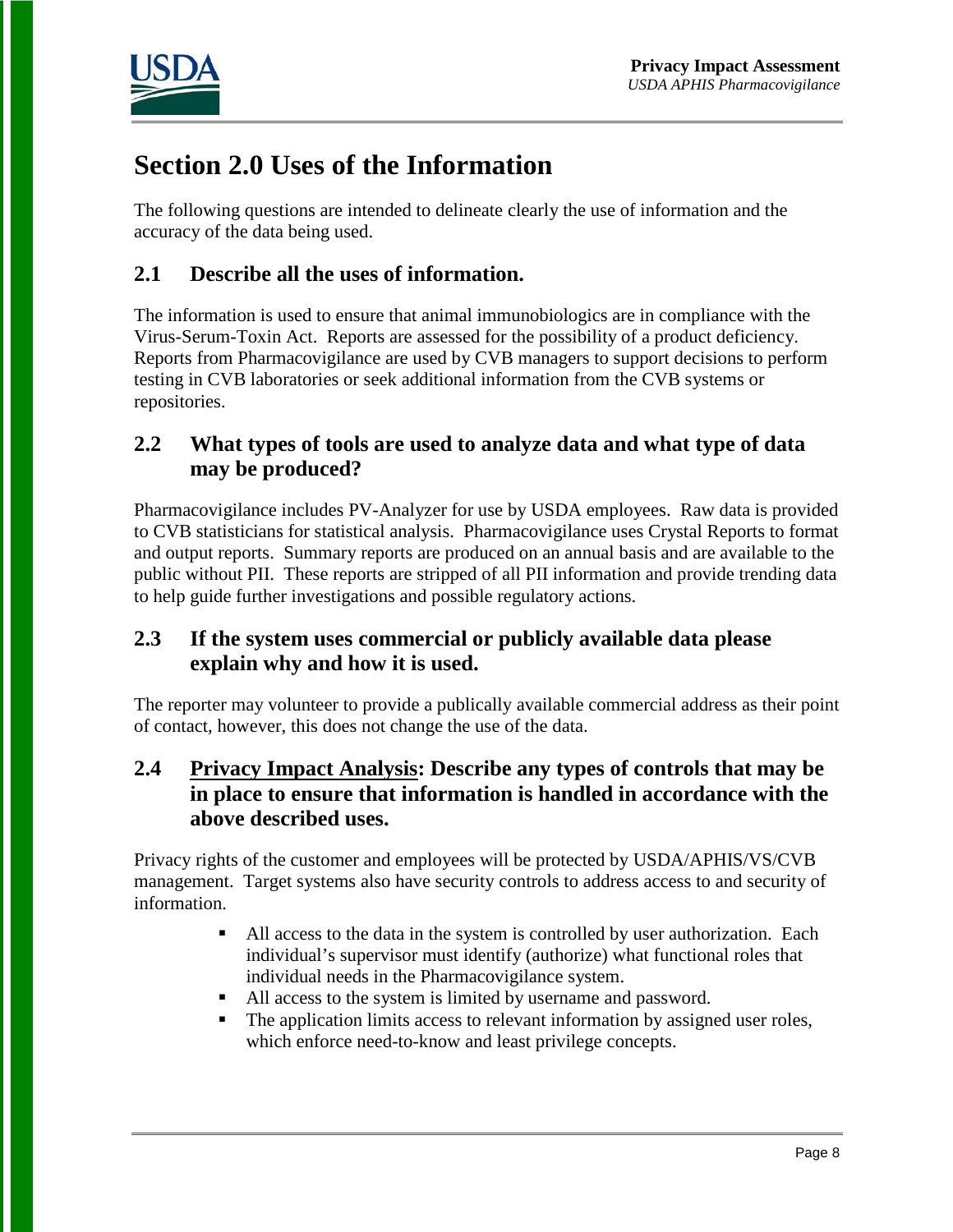# Section 2.0 Uses of the Information

The following questions are intended to delineate clearly the use of information and the accuracy of the data being used.

## 2.1 Describe all the uses of information.

The information is used to ensure that animal immunobiologics are in compliance with the Virus-Serum-Toxin Act. Reports are assessed for the possibility of a product deficiency. Reports from Pharmacovigilance are used by CVB managers to support decisions to perform testing in CVB laboratories or seek additional information from the CVB systems or repositories.

## 2.2 What types of tools are used to analyze data and what type of data may be produced?

Pharmacovigilance includes PV-Analyzer for use by USDA employees. Raw data is provided to CVB statisticians for statistical analysis. Pharmacovigilance uses Crystal Reports to format and output reports. Summary reports are produced on an annual basis and are available to the public without PII. These reports are stripped of all PII information and provide trending data to help guide further investigations and possible regulatory actions.

## 2.3 If the system uses commercial or publicly available data please explain why and how it is used.

The reporter may volunteer to provide a publically available commercial address as their point of contact, however, this does not change the use of the data.

## 2.4 <u>Privacy Impact Analysis</u>: Describe any types of controls that may be in place to ensure that information is handled in accordance with the above described uses.

Privacy rights of the customer and employees will be protected by USDA/APHIS/VS/CVB management. Target systems also have security controls to address access to and security of information.

- All access to the data in the system is controlled by user authorization. Each individual's supervisor must identify (authorize) what functional roles that individual needs in the Pharmacovigilance system.
- All access to the system is limited by username and password.
- The application limits access to relevant information by assigned user roles, which enforce need-to-know and least privilege concepts.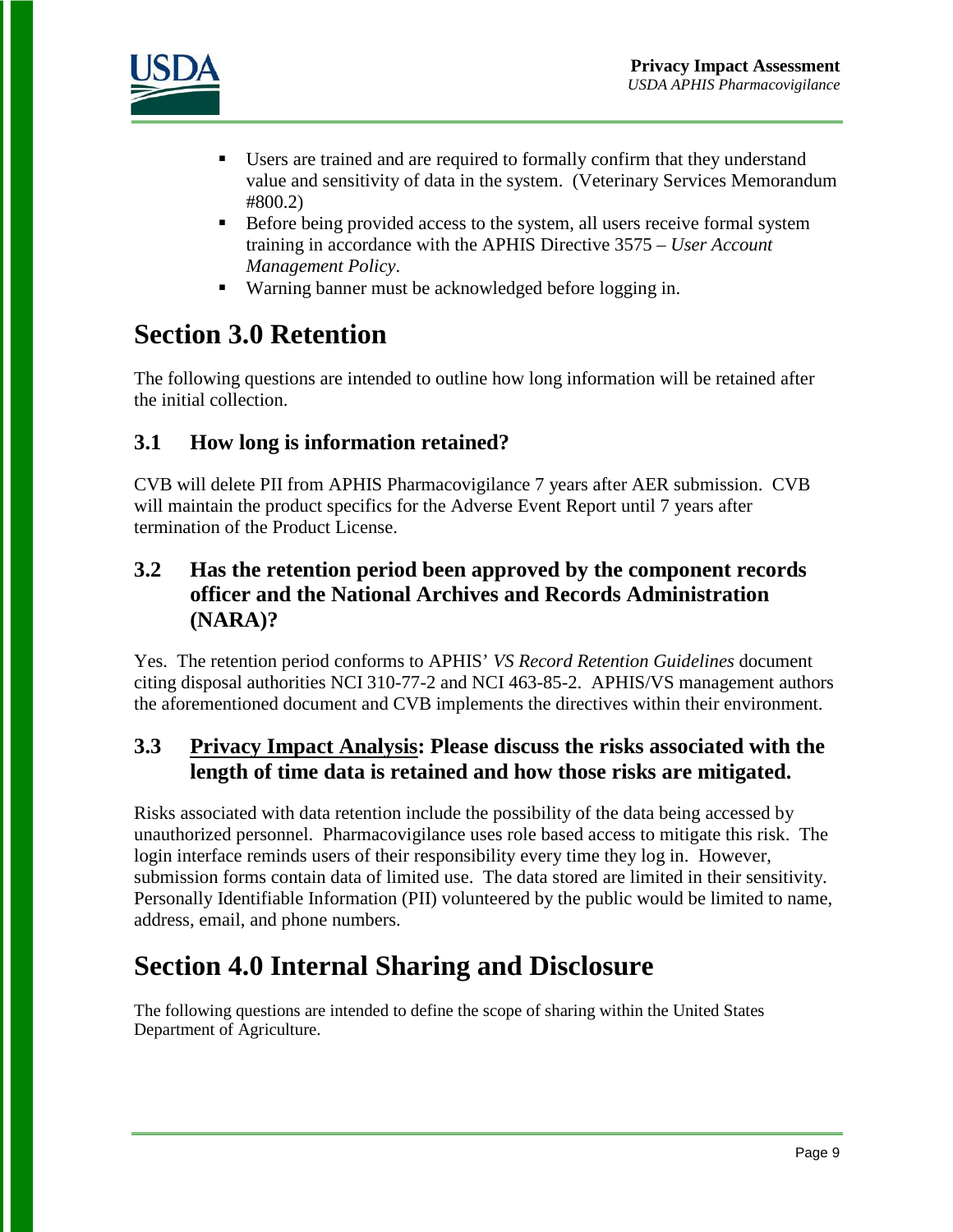- Users are trained and are required to formally confirm that they understand value and sensitivity of data in the system. (Veterinary Services Memorandum #800.2)
- Before being provided access to the system, all users receive formal system training in accordance with the APHIS Directive 3575 – *User Account Management Policy*.
- Warning banner must be acknowledged before logging in.

# Section 3.0 Retention

The following questions are intended to outline how long information will be retained after the initial collection.

## 3.1 How long is information retained?

CVB will delete PII from APHIS Pharmacovigilance 7 years after AER submission. CVB will maintain the product specifics for the Adverse Event Report until 7 years after termination of the Product License.

## 3.2 Has the retention period been approved by the component records officer and the National Archives and Records Administration (NARA)?

Yes. The retention period conforms to APHIS' *VS Record Retention Guidelines* document citing disposal authorities NCI 310-77-2 and NCI 463-85-2. APHIS/VS management authors the aforementioned document and CVB implements the directives within their environment.

## 3.3 Privacy Impact Analysis: Please discuss the risks associated with the length of time data is retained and how those risks are mitigated.

Risks associated with data retention include the possibility of the data being accessed by unauthorized personnel. Pharmacovigilance uses role based access to mitigate this risk. The login interface reminds users of their responsibility every time they log in. However, submission forms contain data of limited use. The data stored are limited in their sensitivity. Personally Identifiable Information (PII) volunteered by the public would be limited to name, address, email, and phone numbers.

# Section 4.0 Internal Sharing and Disclosure

The following questions are intended to define the scope of sharing within the United States Department of Agriculture.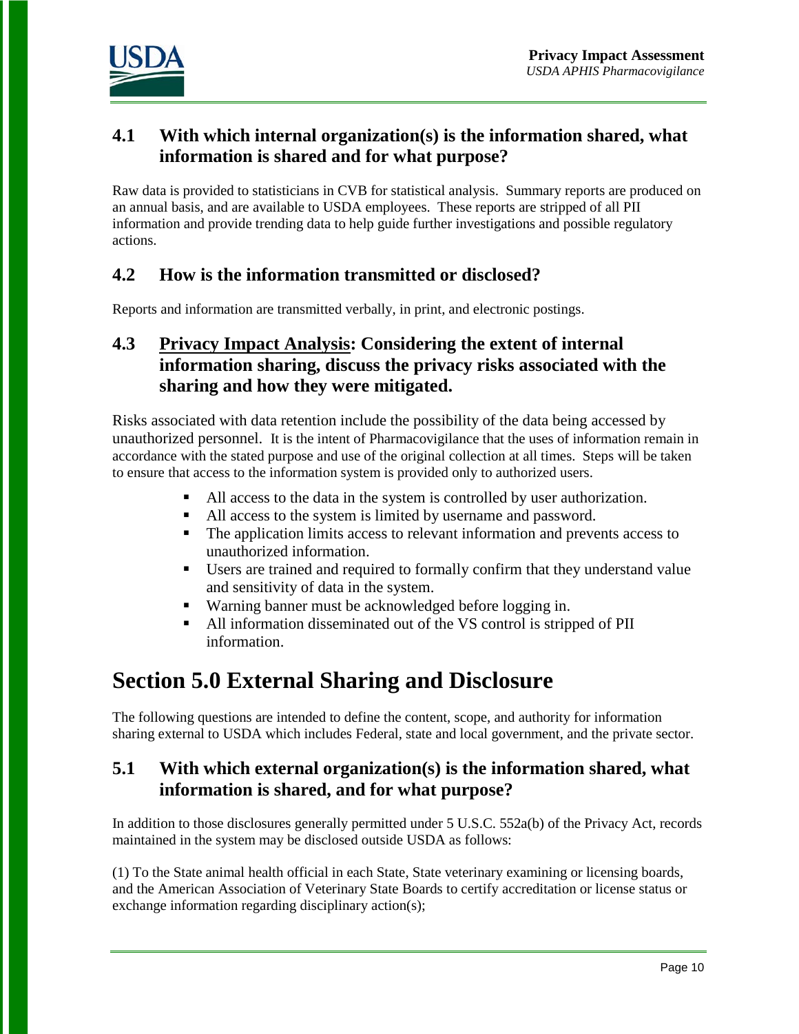### 4.1 With which internal organization(s) is the information shared, what information is shared and for what purpose?

Raw data is provided to statisticians in CVB for statistical analysis. Summary reports are produced on an annual basis, and are available to USDA employees. These reports are stripped of all PII information and provide trending data to help guide further investigations and possible regulatory actions.

### 4.2 How is the information transmitted or disclosed?

Reports and information are transmitted verbally, in print, and electronic postings.

### 4.3 Privacy Impact Analysis: Considering the extent of internal information sharing, discuss the privacy risks associated with the sharing and how they were mitigated.

Risks associated with data retention include the possibility of the data being accessed by unauthorized personnel. It is the intent of Pharmacovigilance that the uses of information remain in accordance with the stated purpose and use of the original collection at all times. Steps will be taken to ensure that access to the information system is provided only to authorized users.

- All access to the data in the system is controlled by user authorization.
- All access to the system is limited by username and password.
- The application limits access to relevant information and prevents access to unauthorized information.
- Users are trained and required to formally confirm that they understand value and sensitivity of data in the system.
- Warning banner must be acknowledged before logging in.
- All information disseminated out of the VS control is stripped of PII information.

## Section 5.0 External Sharing and Disclosure

The following questions are intended to define the content, scope, and authority for information sharing external to USDA which includes Federal, state and local government, and the private sector.

### 5.1 With which external organization(s) is the information shared, what information is shared, and for what purpose?

In addition to those disclosures generally permitted under 5 U.S.C. 552a(b) of the Privacy Act, records maintained in the system may be disclosed outside USDA as follows:

(1) To the State animal health official in each State, State veterinary examining or licensing boards, and the American Association of Veterinary State Boards to certify accreditation or license status or exchange information regarding disciplinary action(s);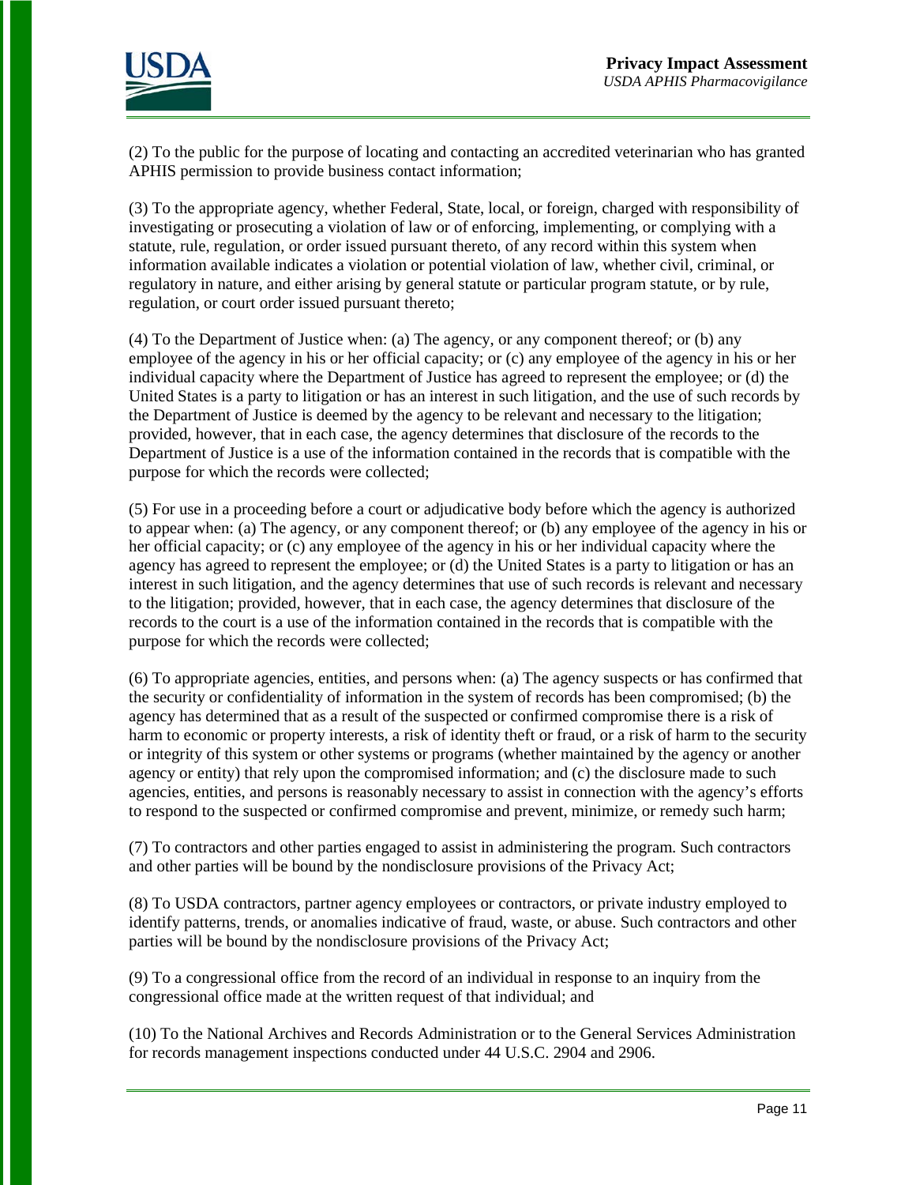(2) To the public for the purpose of locating and contacting an accredited veterinarian who has granted APHIS permission to provide business contact information;

(3) To the appropriate agency, whether Federal, State, local, or foreign, charged with responsibility of investigating or prosecuting a violation of law or of enforcing, implementing, or complying with a statute, rule, regulation, or order issued pursuant thereto, of any record within this system when information available indicates a violation or potential violation of law, whether civil, criminal, or regulatory in nature, and either arising by general statute or particular program statute, or by rule, regulation, or court order issued pursuant thereto;

(4) To the Department of Justice when: (a) The agency, or any component thereof; or (b) any employee of the agency in his or her official capacity; or (c) any employee of the agency in his or her individual capacity where the Department of Justice has agreed to represent the employee; or (d) the United States is a party to litigation or has an interest in such litigation, and the use of such records by the Department of Justice is deemed by the agency to be relevant and necessary to the litigation; provided, however, that in each case, the agency determines that disclosure of the records to the Department of Justice is a use of the information contained in the records that is compatible with the purpose for which the records were collected;

(5) For use in a proceeding before a court or adjudicative body before which the agency is authorized to appear when: (a) The agency, or any component thereof; or (b) any employee of the agency in his or her official capacity; or (c) any employee of the agency in his or her individual capacity where the agency has agreed to represent the employee; or (d) the United States is a party to litigation or has an interest in such litigation, and the agency determines that use of such records is relevant and necessary to the litigation; provided, however, that in each case, the agency determines that disclosure of the records to the court is a use of the information contained in the records that is compatible with the purpose for which the records were collected;

(6) To appropriate agencies, entities, and persons when: (a) The agency suspects or has confirmed that the security or confidentiality of information in the system of records has been compromised; (b) the agency has determined that as a result of the suspected or confirmed compromise there is a risk of harm to economic or property interests, a risk of identity theft or fraud, or a risk of harm to the security or integrity of this system or other systems or programs (whether maintained by the agency or another agency or entity) that rely upon the compromised information; and (c) the disclosure made to such agencies, entities, and persons is reasonably necessary to assist in connection with the agency's efforts to respond to the suspected or confirmed compromise and prevent, minimize, or remedy such harm;

(7) To contractors and other parties engaged to assist in administering the program. Such contractors and other parties will be bound by the nondisclosure provisions of the Privacy Act;

(8) To USDA contractors, partner agency employees or contractors, or private industry employed to identify patterns, trends, or anomalies indicative of fraud, waste, or abuse. Such contractors and other parties will be bound by the nondisclosure provisions of the Privacy Act;

(9) To a congressional office from the record of an individual in response to an inquiry from the congressional office made at the written request of that individual; and

(10) To the National Archives and Records Administration or to the General Services Administration for records management inspections conducted under 44 U.S.C. 2904 and 2906.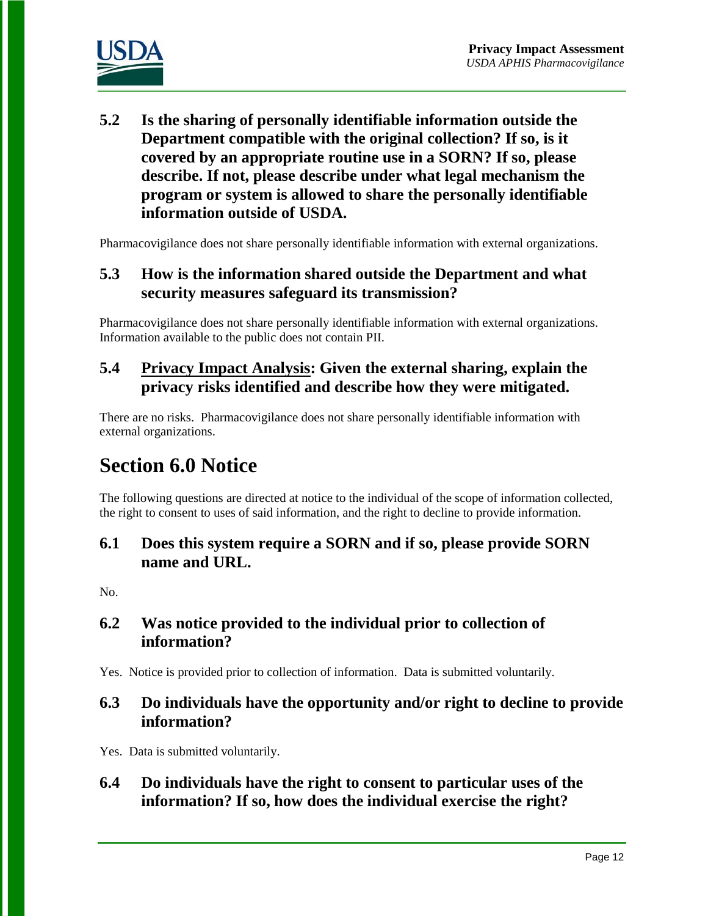### 5.2 Is the sharing of personally identifiable information outside the Department compatible with the original collection? If so, is it covered by an appropriate routine use in a SORN? If so, please describe. If not, please describe under what legal mechanism the program or system is allowed to share the personally identifiable information outside of USDA.

Pharmacovigilance does not share personally identifiable information with external organizations.

### 5.3 How is the information shared outside the Department and what security measures safeguard its transmission?

Pharmacovigilance does not share personally identifiable information with external organizations. Information available to the public does not contain PII.

### 5.4 Privacy Impact Analysis: Given the external sharing, explain the privacy risks identified and describe how they were mitigated.

There are no risks. Pharmacovigilance does not share personally identifiable information with external organizations.

## Section 6.0 Notice

The following questions are directed at notice to the individual of the scope of information collected, the right to consent to uses of said information, and the right to decline to provide information.

### 6.1 Does this system require a SORN and if so, please provide SORN name and URL.

No.

### 6.2 Was notice provided to the individual prior to collection of information?

Yes. Notice is provided prior to collection of information. Data is submitted voluntarily.

### 6.3 Do individuals have the opportunity and/or right to decline to provide information?

Yes. Data is submitted voluntarily.

### 6.4 Do individuals have the right to consent to particular uses of the information? If so, how does the individual exercise the right?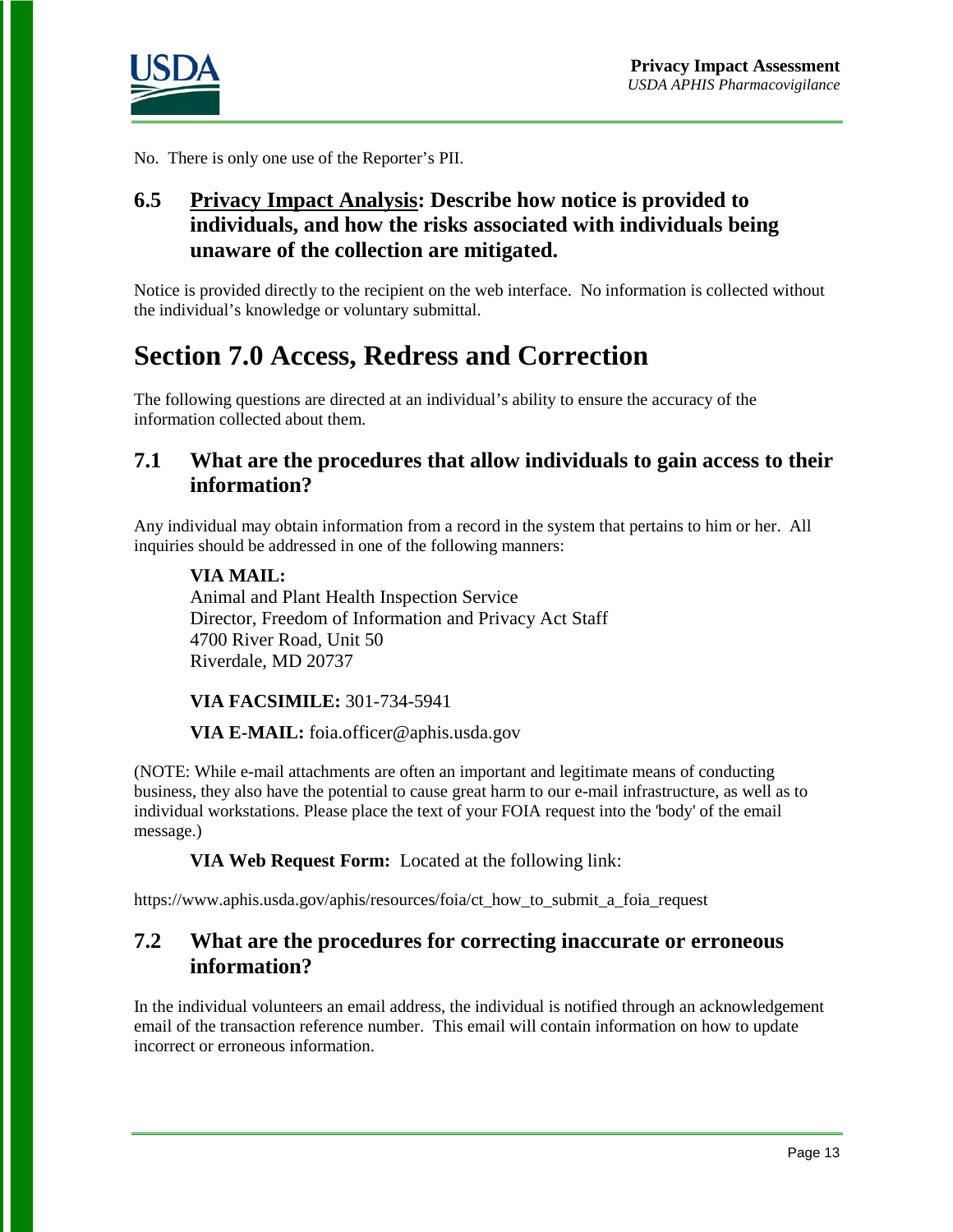No. There is only one use of the Reporter's PII.

### 6.5 Privacy Impact Analysis: Describe how notice is provided to individuals, and how the risks associated with individuals being unaware of the collection are mitigated.

Notice is provided directly to the recipient on the web interface. No information is collected without the individual's knowledge or voluntary submittal.

## Section 7.0 Access, Redress and Correction

The following questions are directed at an individual's ability to ensure the accuracy of the information collected about them.

### 7.1 What are the procedures that allow individuals to gain access to their information?

Any individual may obtain information from a record in the system that pertains to him or her. All inquiries should be addressed in one of the following manners:

**VIA MAIL:**
Animal and Plant Health Inspection Service
Director, Freedom of Information and Privacy Act Staff
4700 River Road, Unit 50
Riverdale, MD 20737

**VIA FACSIMILE:** 301-734-5941

**VIA E-MAIL:** foia.officer@aphis.usda.gov

(NOTE: While e-mail attachments are often an important and legitimate means of conducting business, they also have the potential to cause great harm to our e-mail infrastructure, as well as to individual workstations. Please place the text of your FOIA request into the 'body' of the email message.)

**VIA Web Request Form:** Located at the following link:

https://www.aphis.usda.gov/aphis/resources/foia/ct_how_to_submit_a_foia_request

### 7.2 What are the procedures for correcting inaccurate or erroneous information?

In the individual volunteers an email address, the individual is notified through an acknowledgement email of the transaction reference number. This email will contain information on how to update incorrect or erroneous information.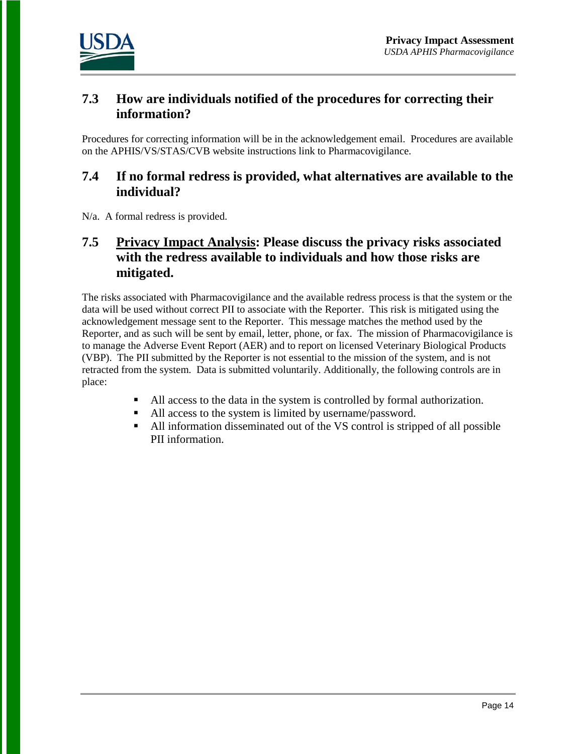### 7.3 How are individuals notified of the procedures for correcting their information?

Procedures for correcting information will be in the acknowledgement email. Procedures are available on the APHIS/VS/STAS/CVB website instructions link to Pharmacovigilance.

### 7.4 If no formal redress is provided, what alternatives are available to the individual?

N/a. A formal redress is provided.

### 7.5 <u>Privacy Impact Analysis</u>: Please discuss the privacy risks associated with the redress available to individuals and how those risks are mitigated.

The risks associated with Pharmacovigilance and the available redress process is that the system or the data will be used without correct PII to associate with the Reporter. This risk is mitigated using the acknowledgement message sent to the Reporter. This message matches the method used by the Reporter, and as such will be sent by email, letter, phone, or fax. The mission of Pharmacovigilance is to manage the Adverse Event Report (AER) and to report on licensed Veterinary Biological Products (VBP). The PII submitted by the Reporter is not essential to the mission of the system, and is not retracted from the system. Data is submitted voluntarily. Additionally, the following controls are in place:

- All access to the data in the system is controlled by formal authorization.
- All access to the system is limited by username/password.
- All information disseminated out of the VS control is stripped of all possible PII information.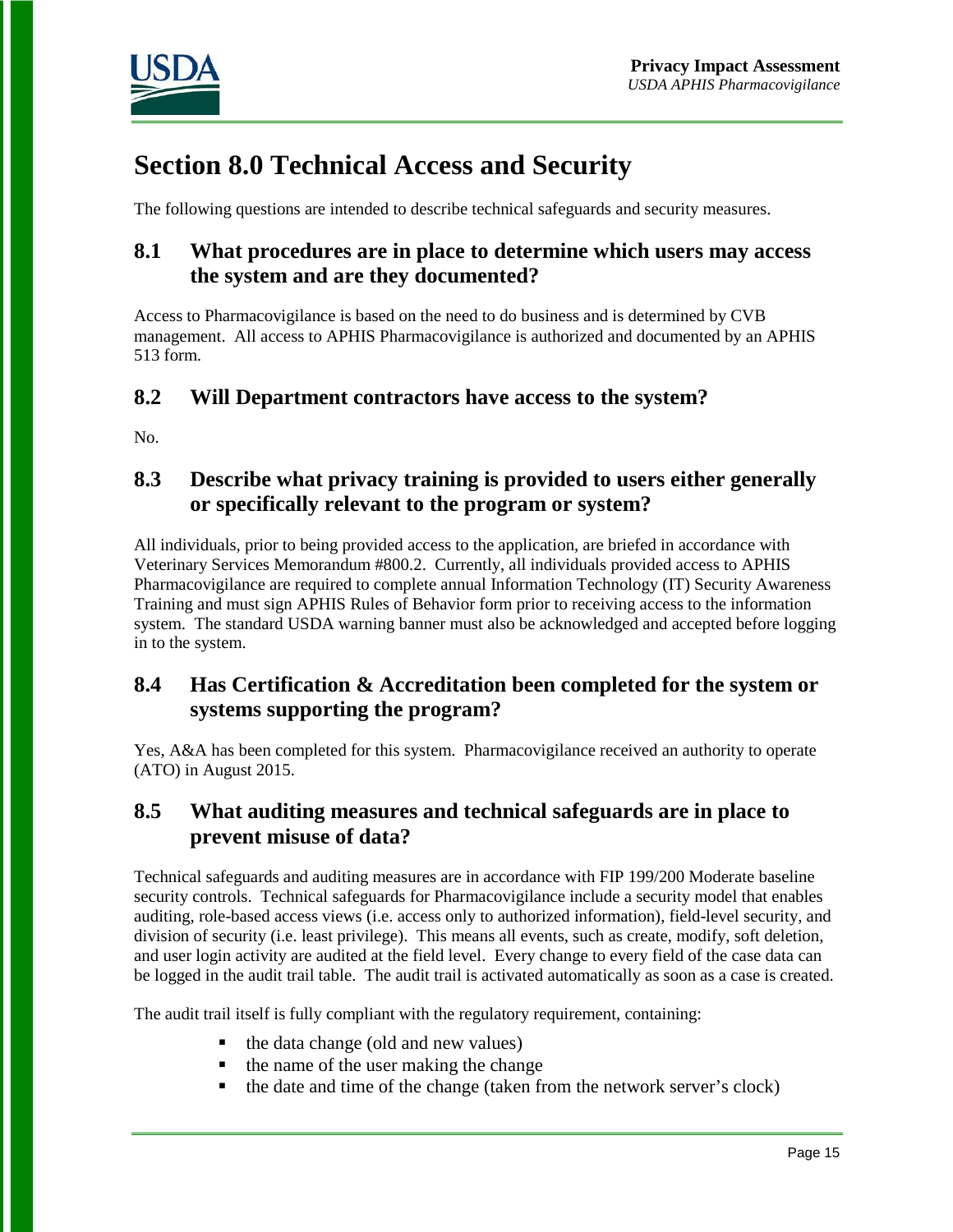# Section 8.0 Technical Access and Security

The following questions are intended to describe technical safeguards and security measures.

## 8.1 What procedures are in place to determine which users may access the system and are they documented?

Access to Pharmacovigilance is based on the need to do business and is determined by CVB management. All access to APHIS Pharmacovigilance is authorized and documented by an APHIS 513 form.

## 8.2 Will Department contractors have access to the system?

No.

## 8.3 Describe what privacy training is provided to users either generally or specifically relevant to the program or system?

All individuals, prior to being provided access to the application, are briefed in accordance with Veterinary Services Memorandum #800.2. Currently, all individuals provided access to APHIS Pharmacovigilance are required to complete annual Information Technology (IT) Security Awareness Training and must sign APHIS Rules of Behavior form prior to receiving access to the information system. The standard USDA warning banner must also be acknowledged and accepted before logging in to the system.

## 8.4 Has Certification & Accreditation been completed for the system or systems supporting the program?

Yes, A&A has been completed for this system. Pharmacovigilance received an authority to operate (ATO) in August 2015.

## 8.5 What auditing measures and technical safeguards are in place to prevent misuse of data?

Technical safeguards and auditing measures are in accordance with FIP 199/200 Moderate baseline security controls. Technical safeguards for Pharmacovigilance include a security model that enables auditing, role-based access views (i.e. access only to authorized information), field-level security, and division of security (i.e. least privilege). This means all events, such as create, modify, soft deletion, and user login activity are audited at the field level. Every change to every field of the case data can be logged in the audit trail table. The audit trail is activated automatically as soon as a case is created.

The audit trail itself is fully compliant with the regulatory requirement, containing:

- the data change (old and new values)
- the name of the user making the change
- the date and time of the change (taken from the network server's clock)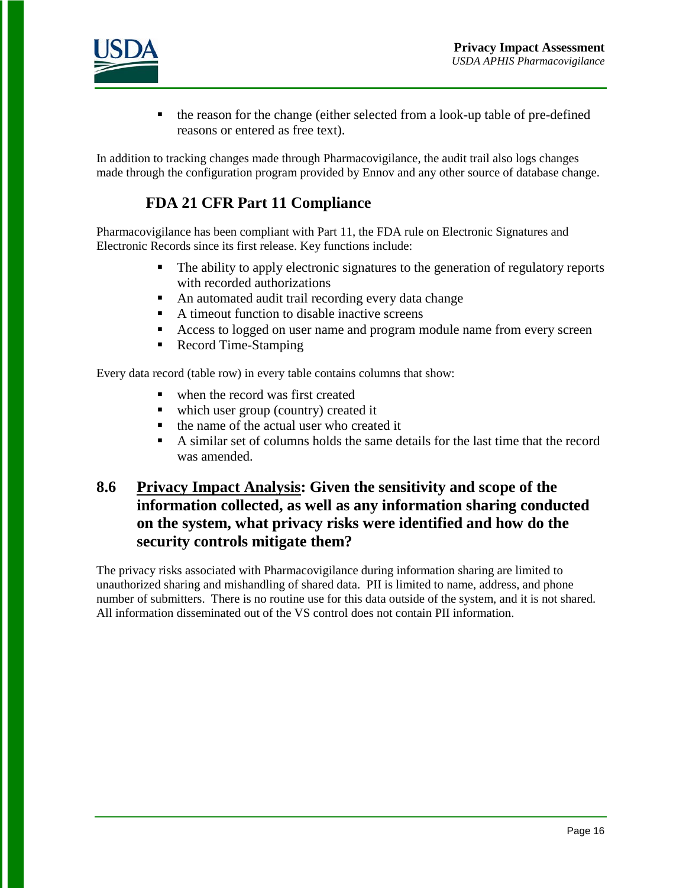- the reason for the change (either selected from a look-up table of pre-defined reasons or entered as free text).

In addition to tracking changes made through Pharmacovigilance, the audit trail also logs changes made through the configuration program provided by Ennov and any other source of database change.

### FDA 21 CFR Part 11 Compliance

Pharmacovigilance has been compliant with Part 11, the FDA rule on Electronic Signatures and Electronic Records since its first release. Key functions include:

- The ability to apply electronic signatures to the generation of regulatory reports with recorded authorizations
- An automated audit trail recording every data change
- A timeout function to disable inactive screens
- Access to logged on user name and program module name from every screen
- Record Time-Stamping

Every data record (table row) in every table contains columns that show:

- when the record was first created
- which user group (country) created it
- the name of the actual user who created it
- A similar set of columns holds the same details for the last time that the record was amended.

## 8.6 Privacy Impact Analysis: Given the sensitivity and scope of the information collected, as well as any information sharing conducted on the system, what privacy risks were identified and how do the security controls mitigate them?

The privacy risks associated with Pharmacovigilance during information sharing are limited to unauthorized sharing and mishandling of shared data. PII is limited to name, address, and phone number of submitters. There is no routine use for this data outside of the system, and it is not shared. All information disseminated out of the VS control does not contain PII information.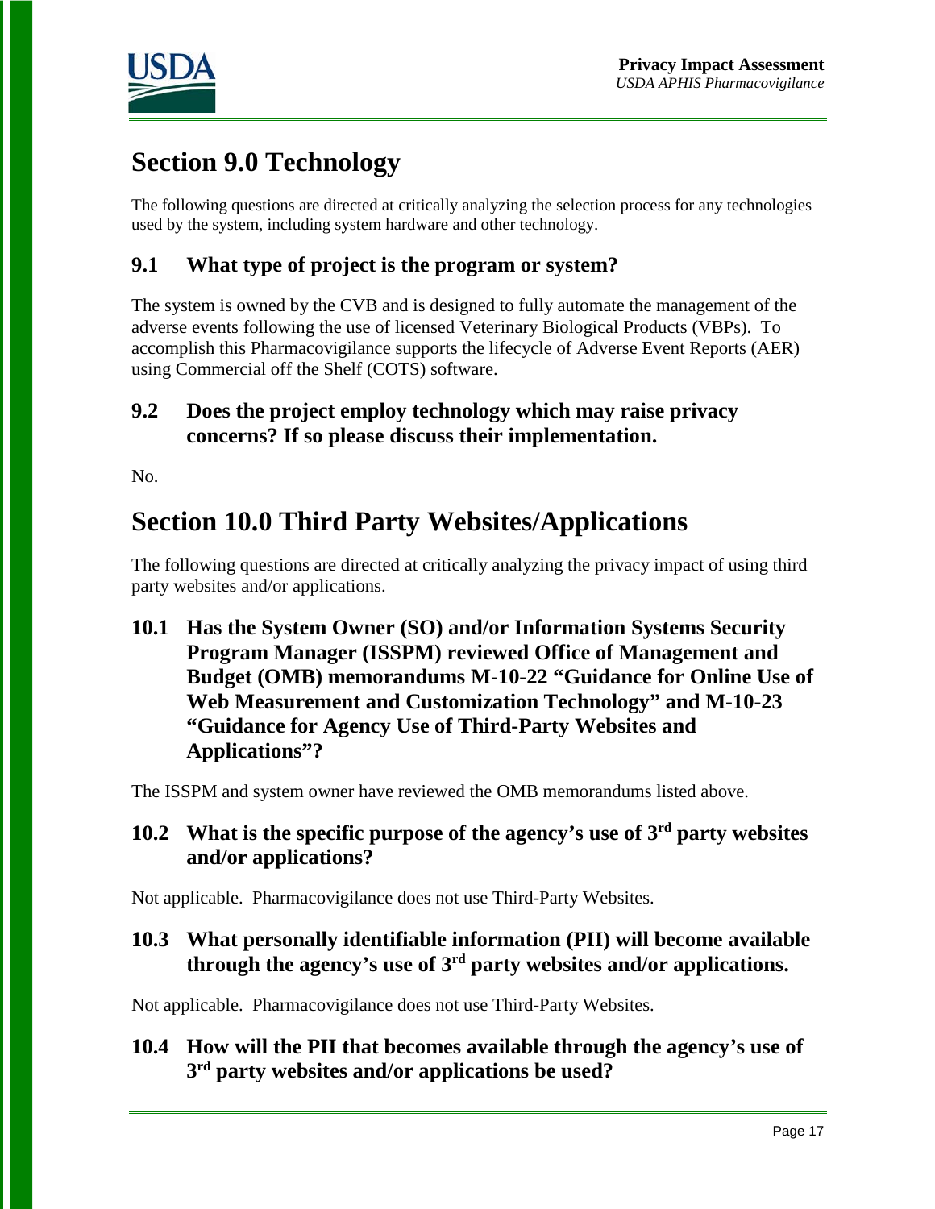## Section 9.0 Technology

The following questions are directed at critically analyzing the selection process for any technologies used by the system, including system hardware and other technology.

### 9.1 What type of project is the program or system?

The system is owned by the CVB and is designed to fully automate the management of the adverse events following the use of licensed Veterinary Biological Products (VBPs). To accomplish this Pharmacovigilance supports the lifecycle of Adverse Event Reports (AER) using Commercial off the Shelf (COTS) software.

### 9.2 Does the project employ technology which may raise privacy concerns? If so please discuss their implementation.

No.

## Section 10.0 Third Party Websites/Applications

The following questions are directed at critically analyzing the privacy impact of using third party websites and/or applications.

### 10.1 Has the System Owner (SO) and/or Information Systems Security Program Manager (ISSPM) reviewed Office of Management and Budget (OMB) memorandums M-10-22 "Guidance for Online Use of Web Measurement and Customization Technology" and M-10-23 "Guidance for Agency Use of Third-Party Websites and Applications"?

The ISSPM and system owner have reviewed the OMB memorandums listed above.

### 10.2 What is the specific purpose of the agency's use of 3rd party websites and/or applications?

Not applicable. Pharmacovigilance does not use Third-Party Websites.

### 10.3 What personally identifiable information (PII) will become available through the agency's use of 3rd party websites and/or applications.

Not applicable. Pharmacovigilance does not use Third-Party Websites.

### 10.4 How will the PII that becomes available through the agency's use of 3rd party websites and/or applications be used?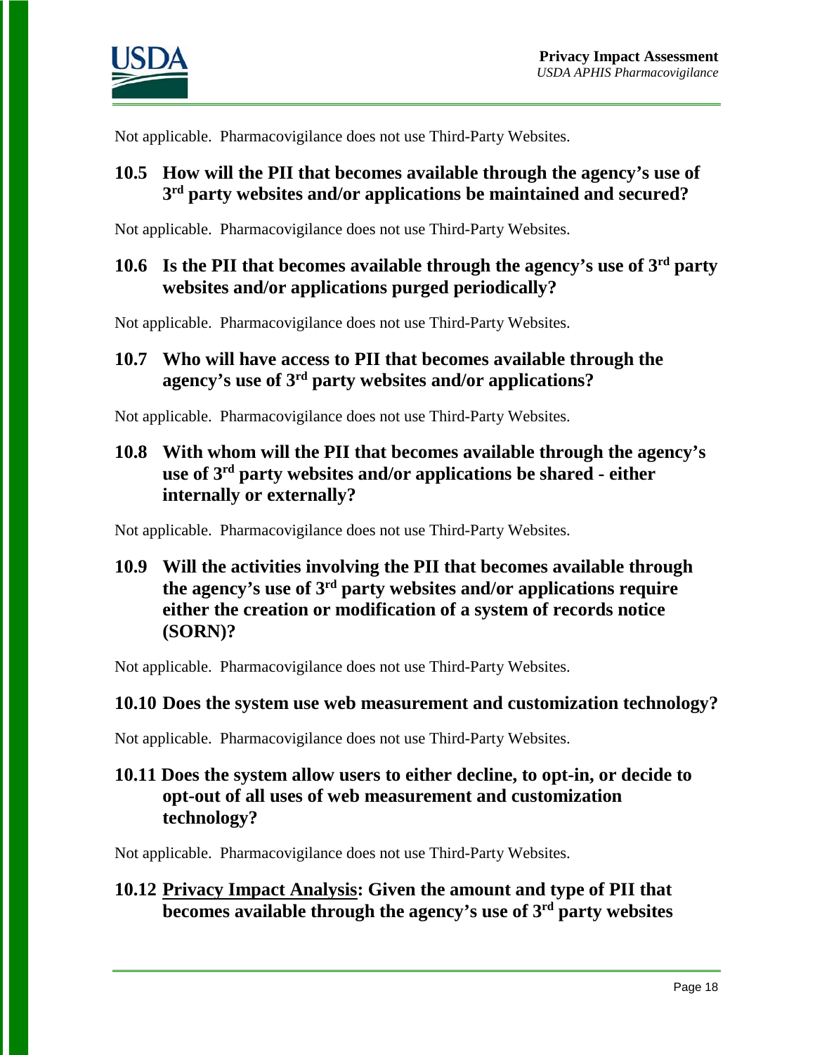Not applicable. Pharmacovigilance does not use Third-Party Websites.

### 10.5 How will the PII that becomes available through the agency's use of 3rd party websites and/or applications be maintained and secured?

Not applicable. Pharmacovigilance does not use Third-Party Websites.

### 10.6 Is the PII that becomes available through the agency's use of 3rd party websites and/or applications purged periodically?

Not applicable. Pharmacovigilance does not use Third-Party Websites.

### 10.7 Who will have access to PII that becomes available through the agency's use of 3rd party websites and/or applications?

Not applicable. Pharmacovigilance does not use Third-Party Websites.

### 10.8 With whom will the PII that becomes available through the agency's use of 3rd party websites and/or applications be shared - either internally or externally?

Not applicable. Pharmacovigilance does not use Third-Party Websites.

### 10.9 Will the activities involving the PII that becomes available through the agency's use of 3rd party websites and/or applications require either the creation or modification of a system of records notice (SORN)?

Not applicable. Pharmacovigilance does not use Third-Party Websites.

### 10.10 Does the system use web measurement and customization technology?

Not applicable. Pharmacovigilance does not use Third-Party Websites.

### 10.11 Does the system allow users to either decline, to opt-in, or decide to opt-out of all uses of web measurement and customization technology?

Not applicable. Pharmacovigilance does not use Third-Party Websites.

### 10.12 Privacy Impact Analysis: Given the amount and type of PII that becomes available through the agency's use of 3rd party websites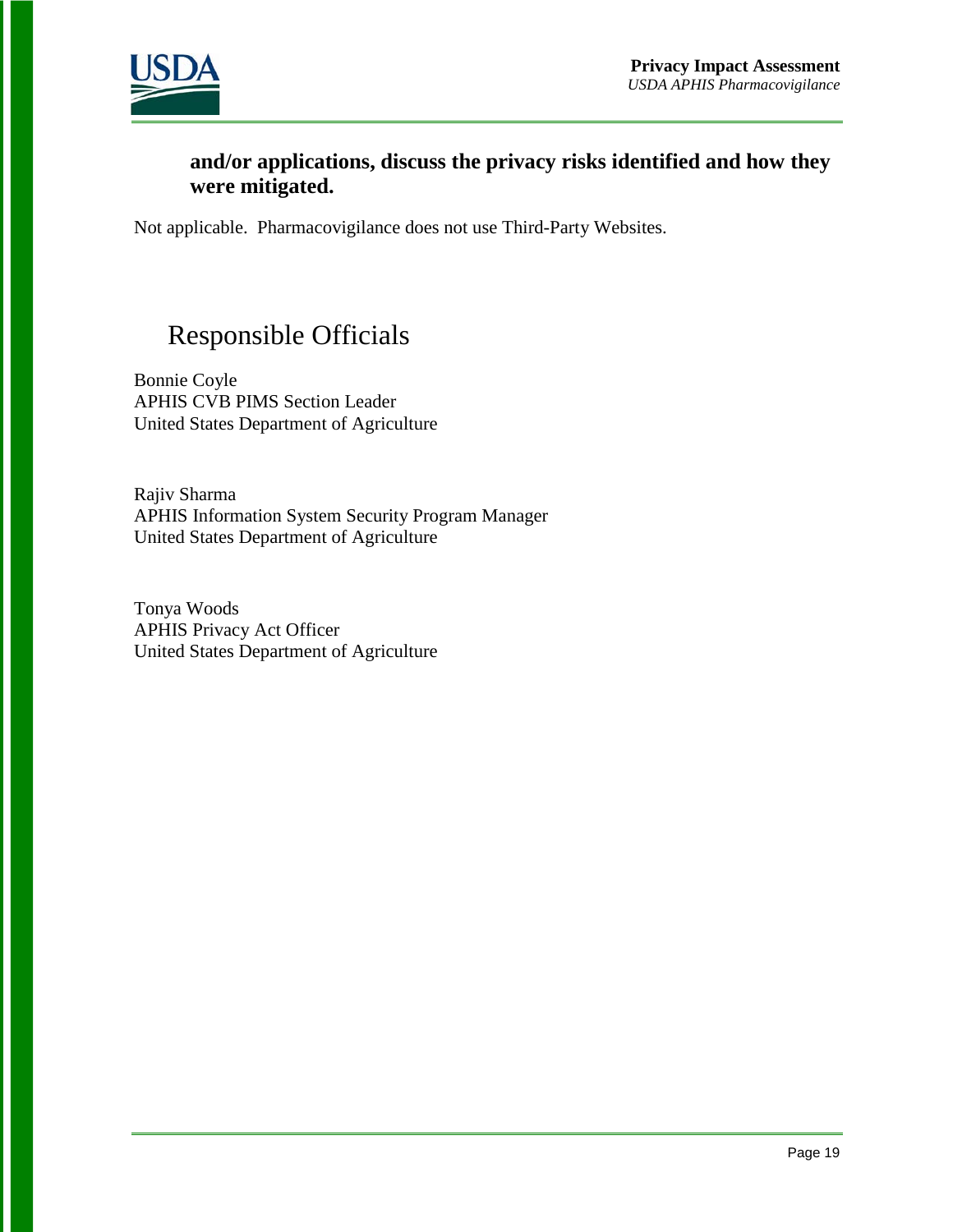**and/or applications, discuss the privacy risks identified and how they were mitigated.**

Not applicable. Pharmacovigilance does not use Third-Party Websites.

# Responsible Officials

Bonnie Coyle
APHIS CVB PIMS Section Leader
United States Department of Agriculture

Rajiv Sharma
APHIS Information System Security Program Manager
United States Department of Agriculture

Tonya Woods
APHIS Privacy Act Officer
United States Department of Agriculture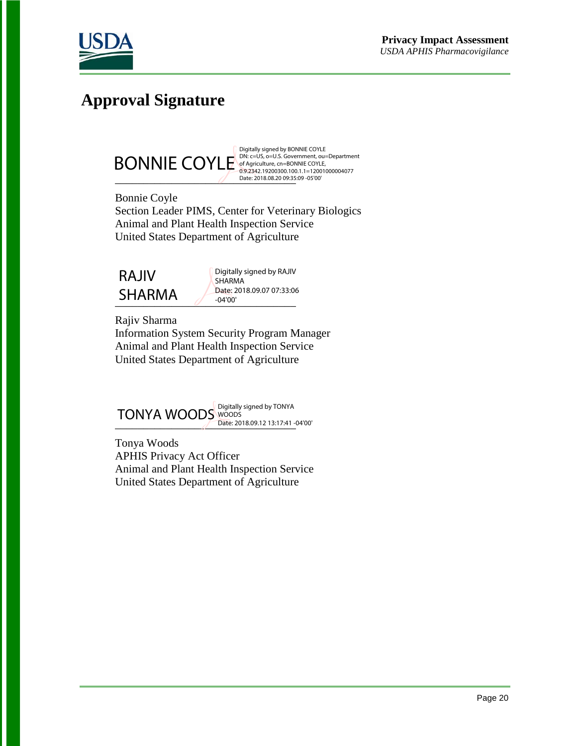# Approval Signature

BONNIE COYLE

Digitally signed by BONNIE COYLE
DN: c=US, o=U.S. Government, ou=Department of Agriculture, cn=BONNIE COYLE, 0.9.2342.19200300.100.1.1=12001000004077
Date: 2018.08.20 09:35:09 -05'00'

Bonnie Coyle
Section Leader PIMS, Center for Veterinary Biologics
Animal and Plant Health Inspection Service
United States Department of Agriculture

RAJIV SHARMA

Digitally signed by RAJIV SHARMA
Date: 2018.09.07 07:33:06 -04'00'

Rajiv Sharma
Information System Security Program Manager
Animal and Plant Health Inspection Service
United States Department of Agriculture

TONYA WOODS

Digitally signed by TONYA WOODS
Date: 2018.09.12 13:17:41 -04'00'

Tonya Woods
APHIS Privacy Act Officer
Animal and Plant Health Inspection Service
United States Department of Agriculture